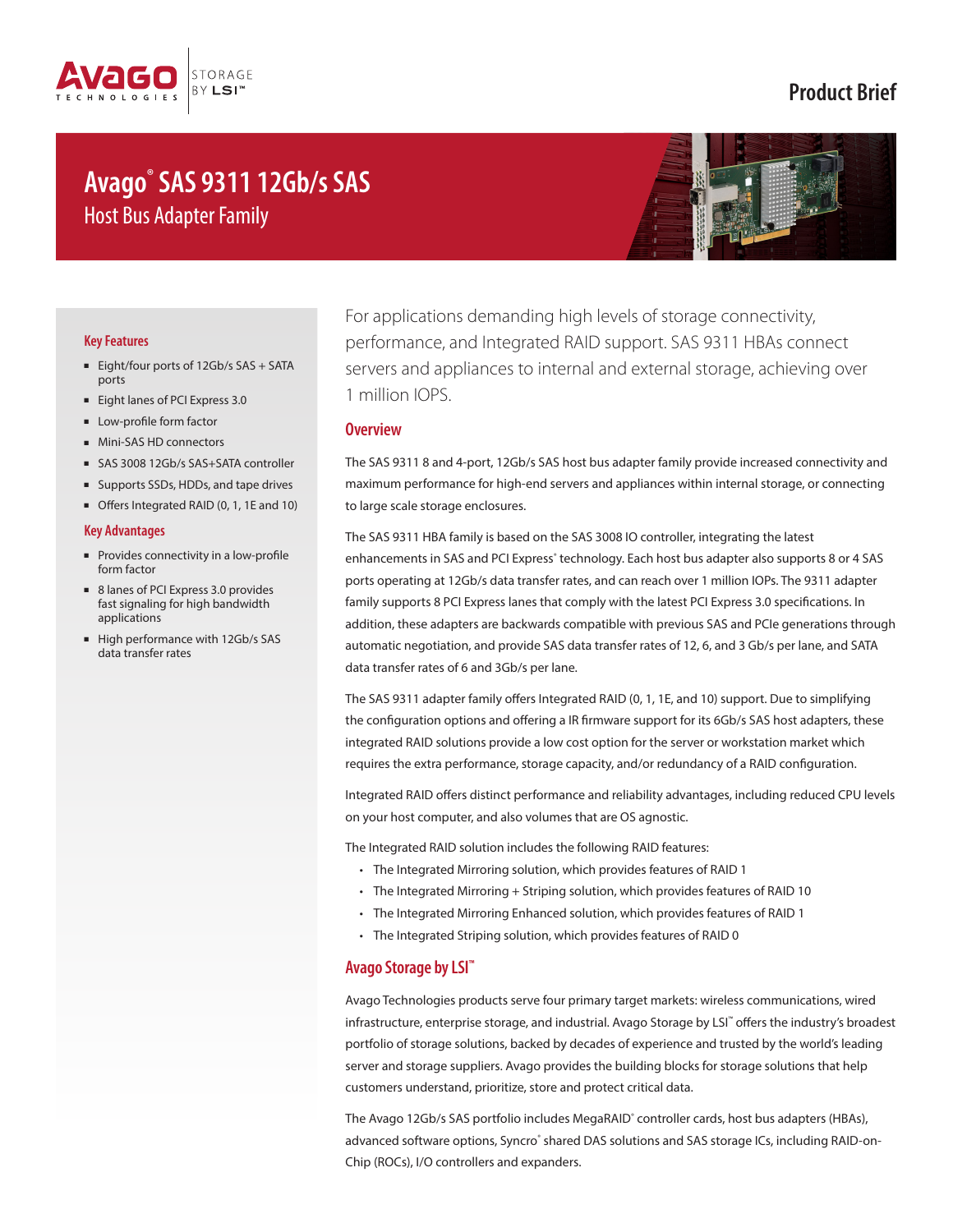Product Brief

# Avago® SAS 9311 12Gb/s SAS

## Host Bus Adapter Family

### Key Features

- Eight/four ports of 12Gb/s SAS + SATA ports
- Eight lanes of PCI Express 3.0
- Low-profile form factor
- Mini-SAS HD connectors
- SAS 3008 12Gb/s SAS+SATA controller
- Supports SSDs, HDDs, and tape drives
- Offers Integrated RAID (0, 1, 1E and 10)

### Key Advantages

- Provides connectivity in a low-profile form factor
- 8 lanes of PCI Express 3.0 provides fast signaling for high bandwidth applications
- High performance with 12Gb/s SAS data transfer rates

For applications demanding high levels of storage connectivity, performance, and Integrated RAID support. SAS 9311 HBAs connect servers and appliances to internal and external storage, achieving over 1 million IOPS.

### Overview

The SAS 9311 8 and 4-port, 12Gb/s SAS host bus adapter family provide increased connectivity and maximum performance for high-end servers and appliances within internal storage, or connecting to large scale storage enclosures.

The SAS 9311 HBA family is based on the SAS 3008 IO controller, integrating the latest enhancements in SAS and PCI Express® technology. Each host bus adapter also supports 8 or 4 SAS ports operating at 12Gb/s data transfer rates, and can reach over 1 million IOPs. The 9311 adapter family supports 8 PCI Express lanes that comply with the latest PCI Express 3.0 specifications. In addition, these adapters are backwards compatible with previous SAS and PCIe generations through automatic negotiation, and provide SAS data transfer rates of 12, 6, and 3 Gb/s per lane, and SATA data transfer rates of 6 and 3Gb/s per lane.

The SAS 9311 adapter family offers Integrated RAID (0, 1, 1E, and 10) support. Due to simplifying the configuration options and offering a IR firmware support for its 6Gb/s SAS host adapters, these integrated RAID solutions provide a low cost option for the server or workstation market which requires the extra performance, storage capacity, and/or redundancy of a RAID configuration.

Integrated RAID offers distinct performance and reliability advantages, including reduced CPU levels on your host computer, and also volumes that are OS agnostic.

The Integrated RAID solution includes the following RAID features:

- The Integrated Mirroring solution, which provides features of RAID 1
- The Integrated Mirroring + Striping solution, which provides features of RAID 10
- The Integrated Mirroring Enhanced solution, which provides features of RAID 1
- The Integrated Striping solution, which provides features of RAID 0

### Avago Storage by LSI™

Avago Technologies products serve four primary target markets: wireless communications, wired infrastructure, enterprise storage, and industrial. Avago Storage by LSI™ offers the industry's broadest portfolio of storage solutions, backed by decades of experience and trusted by the world's leading server and storage suppliers. Avago provides the building blocks for storage solutions that help customers understand, prioritize, store and protect critical data.

The Avago 12Gb/s SAS portfolio includes MegaRAID® controller cards, host bus adapters (HBAs), advanced software options, Syncro® shared DAS solutions and SAS storage ICs, including RAID-on-Chip (ROCs), I/O controllers and expanders.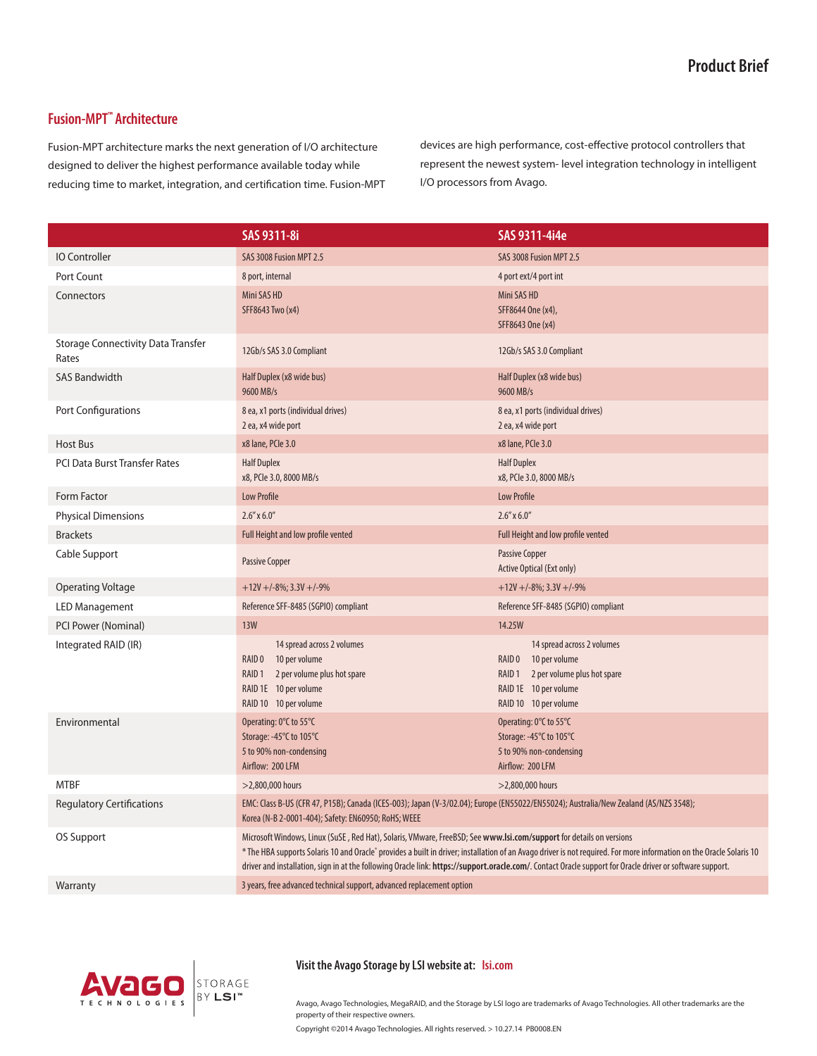## Fusion-MPT™ Architecture

Fusion-MPT architecture marks the next generation of I/O architecture designed to deliver the highest performance available today while reducing time to market, integration, and certification time. Fusion-MPT devices are high performance, cost-effective protocol controllers that represent the newest system- level integration technology in intelligent I/O processors from Avago.

| | SAS 9311-8i | SAS 9311-4i4e |
|---|---|---|
| IO Controller | SAS 3008 Fusion MPT 2.5 | SAS 3008 Fusion MPT 2.5 |
| Port Count | 8 port, internal | 4 port ext/4 port int |
| Connectors | Mini SAS HD<br>SFF8643 Two (x4) | Mini SAS HD<br>SFF8644 One (x4),<br>SFF8643 One (x4) |
| Storage Connectivity Data Transfer Rates | 12Gb/s SAS 3.0 Compliant | 12Gb/s SAS 3.0 Compliant |
| SAS Bandwidth | Half Duplex (x8 wide bus)<br>9600 MB/s | Half Duplex (x8 wide bus)<br>9600 MB/s |
| Port Configurations | 8 ea, x1 ports (individual drives)<br>2 ea, x4 wide port | 8 ea, x1 ports (individual drives)<br>2 ea, x4 wide port |
| Host Bus | x8 lane, PCIe 3.0 | x8 lane, PCIe 3.0 |
| PCI Data Burst Transfer Rates | Half Duplex<br>x8, PCIe 3.0, 8000 MB/s | Half Duplex<br>x8, PCIe 3.0, 8000 MB/s |
| Form Factor | Low Profile | Low Profile |
| Physical Dimensions | 2.6" x 6.0" | 2.6" x 6.0" |
| Brackets | Full Height and low profile vented | Full Height and low profile vented |
| Cable Support | Passive Copper | Passive Copper<br>Active Optical (Ext only) |
| Operating Voltage | +12V +/-8%; 3.3V +/-9% | +12V +/-8%; 3.3V +/-9% |
| LED Management | Reference SFF-8485 (SGPIO) compliant | Reference SFF-8485 (SGPIO) compliant |
| PCI Power (Nominal) | 13W | 14.25W |
| Integrated RAID (IR) | 14 spread across 2 volumes<br>RAID 0 10 per volume<br>RAID 1 2 per volume plus hot spare<br>RAID 1E 10 per volume<br>RAID 10 10 per volume | 14 spread across 2 volumes<br>RAID 0 10 per volume<br>RAID 1 2 per volume plus hot spare<br>RAID 1E 10 per volume<br>RAID 10 10 per volume |
| Environmental | Operating: 0°C to 55°C<br>Storage: -45°C to 105°C<br>5 to 90% non-condensing<br>Airflow: 200 LFM | Operating: 0°C to 55°C<br>Storage: -45°C to 105°C<br>5 to 90% non-condensing<br>Airflow: 200 LFM |
| MTBF | >2,800,000 hours | >2,800,000 hours |
| Regulatory Certifications | EMC: Class B-US (CFR 47, P15B); Canada (ICES-003); Japan (V-3/02.04); Europe (EN55022/EN55024); Australia/New Zealand (AS/NZS 3548); Korea (N-B 2-0001-404); Safety: EN60950; RoHS; WEEE | |
| OS Support | Microsoft Windows, Linux (SuSE , Red Hat), Solaris, VMware, FreeBSD; See **www.lsi.com/support** for details on versions<br>* The HBA supports Solaris 10 and Oracle® provides a built in driver; installation of an Avago driver is not required. For more information on the Oracle Solaris 10 driver and installation, sign in at the following Oracle link: **https://support.oracle.com/**. Contact Oracle support for Oracle driver or software support. | |
| Warranty | 3 years, free advanced technical support, advanced replacement option | |

**Visit the Avago Storage by LSI website at: lsi.com**

Avago, Avago Technologies, MegaRAID, and the Storage by LSI logo are trademarks of Avago Technologies. All other trademarks are the property of their respective owners.

Copyright ©2014 Avago Technologies. All rights reserved. > 10.27.14 PB0008.EN